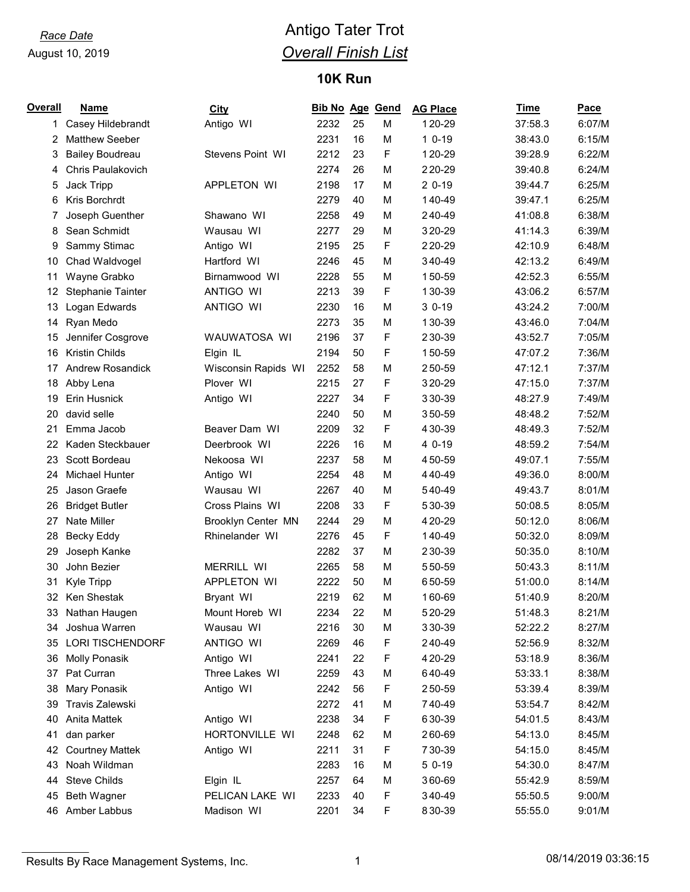*Race Date*

August 10, 2019

# Antigo Tater Trot

## *Overall Finish List*

### 10K Run

| Overall | Name | City | Bib No | Age | Gend | AG Place | Time | Pace |
|---|---|---|---|---|---|---|---|---|
| 1 | Casey Hildebrandt | Antigo WI | 2232 | 25 | M | 1 20-29 | 37:58.3 | 6:07/M |
| 2 | Matthew Seeber | | 2231 | 16 | M | 1 0-19 | 38:43.0 | 6:15/M |
| 3 | Bailey Boudreau | Stevens Point WI | 2212 | 23 | F | 1 20-29 | 39:28.9 | 6:22/M |
| 4 | Chris Paulakovich | | 2274 | 26 | M | 2 20-29 | 39:40.8 | 6:24/M |
| 5 | Jack Tripp | APPLETON WI | 2198 | 17 | M | 2 0-19 | 39:44.7 | 6:25/M |
| 6 | Kris Borchrdt | | 2279 | 40 | M | 1 40-49 | 39:47.1 | 6:25/M |
| 7 | Joseph Guenther | Shawano WI | 2258 | 49 | M | 2 40-49 | 41:08.8 | 6:38/M |
| 8 | Sean Schmidt | Wausau WI | 2277 | 29 | M | 3 20-29 | 41:14.3 | 6:39/M |
| 9 | Sammy Stimac | Antigo WI | 2195 | 25 | F | 2 20-29 | 42:10.9 | 6:48/M |
| 10 | Chad Waldvogel | Hartford WI | 2246 | 45 | M | 3 40-49 | 42:13.2 | 6:49/M |
| 11 | Wayne Grabko | Birnamwood WI | 2228 | 55 | M | 1 50-59 | 42:52.3 | 6:55/M |
| 12 | Stephanie Tainter | ANTIGO WI | 2213 | 39 | F | 1 30-39 | 43:06.2 | 6:57/M |
| 13 | Logan Edwards | ANTIGO WI | 2230 | 16 | M | 3 0-19 | 43:24.2 | 7:00/M |
| 14 | Ryan Medo | | 2273 | 35 | M | 1 30-39 | 43:46.0 | 7:04/M |
| 15 | Jennifer Cosgrove | WAUWATOSA WI | 2196 | 37 | F | 2 30-39 | 43:52.7 | 7:05/M |
| 16 | Kristin Childs | Elgin IL | 2194 | 50 | F | 1 50-59 | 47:07.2 | 7:36/M |
| 17 | Andrew Rosandick | Wisconsin Rapids WI | 2252 | 58 | M | 2 50-59 | 47:12.1 | 7:37/M |
| 18 | Abby Lena | Plover WI | 2215 | 27 | F | 3 20-29 | 47:15.0 | 7:37/M |
| 19 | Erin Husnick | Antigo WI | 2227 | 34 | F | 3 30-39 | 48:27.9 | 7:49/M |
| 20 | david selle | | 2240 | 50 | M | 3 50-59 | 48:48.2 | 7:52/M |
| 21 | Emma Jacob | Beaver Dam WI | 2209 | 32 | F | 4 30-39 | 48:49.3 | 7:52/M |
| 22 | Kaden Steckbauer | Deerbrook WI | 2226 | 16 | M | 4 0-19 | 48:59.2 | 7:54/M |
| 23 | Scott Bordeau | Nekoosa WI | 2237 | 58 | M | 4 50-59 | 49:07.1 | 7:55/M |
| 24 | Michael Hunter | Antigo WI | 2254 | 48 | M | 4 40-49 | 49:36.0 | 8:00/M |
| 25 | Jason Graefe | Wausau WI | 2267 | 40 | M | 5 40-49 | 49:43.7 | 8:01/M |
| 26 | Bridget Butler | Cross Plains WI | 2208 | 33 | F | 5 30-39 | 50:08.5 | 8:05/M |
| 27 | Nate Miller | Brooklyn Center MN | 2244 | 29 | M | 4 20-29 | 50:12.0 | 8:06/M |
| 28 | Becky Eddy | Rhinelander WI | 2276 | 45 | F | 1 40-49 | 50:32.0 | 8:09/M |
| 29 | Joseph Kanke | | 2282 | 37 | M | 2 30-39 | 50:35.0 | 8:10/M |
| 30 | John Bezier | MERRILL WI | 2265 | 58 | M | 5 50-59 | 50:43.3 | 8:11/M |
| 31 | Kyle Tripp | APPLETON WI | 2222 | 50 | M | 6 50-59 | 51:00.0 | 8:14/M |
| 32 | Ken Shestak | Bryant WI | 2219 | 62 | M | 1 60-69 | 51:40.9 | 8:20/M |
| 33 | Nathan Haugen | Mount Horeb WI | 2234 | 22 | M | 5 20-29 | 51:48.3 | 8:21/M |
| 34 | Joshua Warren | Wausau WI | 2216 | 30 | M | 3 30-39 | 52:22.2 | 8:27/M |
| 35 | LORI TISCHENDORF | ANTIGO WI | 2269 | 46 | F | 2 40-49 | 52:56.9 | 8:32/M |
| 36 | Molly Ponasik | Antigo WI | 2241 | 22 | F | 4 20-29 | 53:18.9 | 8:36/M |
| 37 | Pat Curran | Three Lakes WI | 2259 | 43 | M | 6 40-49 | 53:33.1 | 8:38/M |
| 38 | Mary Ponasik | Antigo WI | 2242 | 56 | F | 2 50-59 | 53:39.4 | 8:39/M |
| 39 | Travis Zalewski | | 2272 | 41 | M | 7 40-49 | 53:54.7 | 8:42/M |
| 40 | Anita Mattek | Antigo WI | 2238 | 34 | F | 6 30-39 | 54:01.5 | 8:43/M |
| 41 | dan parker | HORTONVILLE WI | 2248 | 62 | M | 2 60-69 | 54:13.0 | 8:45/M |
| 42 | Courtney Mattek | Antigo WI | 2211 | 31 | F | 7 30-39 | 54:15.0 | 8:45/M |
| 43 | Noah Wildman | | 2283 | 16 | M | 5 0-19 | 54:30.0 | 8:47/M |
| 44 | Steve Childs | Elgin IL | 2257 | 64 | M | 3 60-69 | 55:42.9 | 8:59/M |
| 45 | Beth Wagner | PELICAN LAKE WI | 2233 | 40 | F | 3 40-49 | 55:50.5 | 9:00/M |
| 46 | Amber Labbus | Madison WI | 2201 | 34 | F | 8 30-39 | 55:55.0 | 9:01/M |

Results By Race Management Systems, Inc. 08/14/2019 03:36:15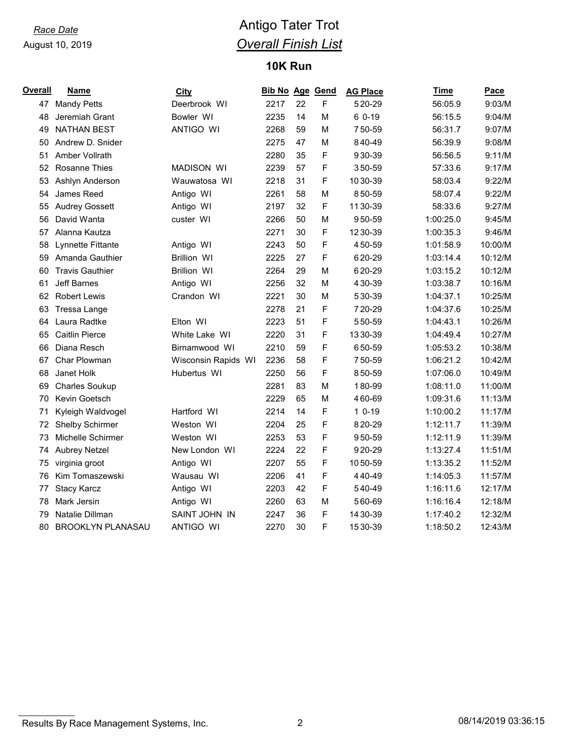*Race Date*
August 10, 2019

# Antigo Tater Trot

## *Overall Finish List*

### 10K Run

| Overall | Name | City | Bib No | Age | Gend | AG Place | Time | Pace |
|---|---|---|---|---|---|---|---|---|
| 47 | Mandy Petts | Deerbrook WI | 2217 | 22 | F | 5 20-29 | 56:05.9 | 9:03/M |
| 48 | Jeremiah Grant | Bowler WI | 2235 | 14 | M | 6 0-19 | 56:15.5 | 9:04/M |
| 49 | NATHAN BEST | ANTIGO WI | 2268 | 59 | M | 7 50-59 | 56:31.7 | 9:07/M |
| 50 | Andrew D. Snider | | 2275 | 47 | M | 8 40-49 | 56:39.9 | 9:08/M |
| 51 | Amber Vollrath | | 2280 | 35 | F | 9 30-39 | 56:56.5 | 9:11/M |
| 52 | Rosanne Thies | MADISON WI | 2239 | 57 | F | 3 50-59 | 57:33.6 | 9:17/M |
| 53 | Ashlyn Anderson | Wauwatosa WI | 2218 | 31 | F | 10 30-39 | 58:03.4 | 9:22/M |
| 54 | James Reed | Antigo WI | 2261 | 58 | M | 8 50-59 | 58:07.4 | 9:22/M |
| 55 | Audrey Gossett | Antigo WI | 2197 | 32 | F | 11 30-39 | 58:33.6 | 9:27/M |
| 56 | David Wanta | custer WI | 2266 | 50 | M | 9 50-59 | 1:00:25.0 | 9:45/M |
| 57 | Alanna Kautza | | 2271 | 30 | F | 12 30-39 | 1:00:35.3 | 9:46/M |
| 58 | Lynnette Fittante | Antigo WI | 2243 | 50 | F | 4 50-59 | 1:01:58.9 | 10:00/M |
| 59 | Amanda Gauthier | Brillion WI | 2225 | 27 | F | 6 20-29 | 1:03:14.4 | 10:12/M |
| 60 | Travis Gauthier | Brillion WI | 2264 | 29 | M | 6 20-29 | 1:03:15.2 | 10:12/M |
| 61 | Jeff Barnes | Antigo WI | 2256 | 32 | M | 4 30-39 | 1:03:38.7 | 10:16/M |
| 62 | Robert Lewis | Crandon WI | 2221 | 30 | M | 5 30-39 | 1:04:37.1 | 10:25/M |
| 63 | Tressa Lange | | 2278 | 21 | F | 7 20-29 | 1:04:37.6 | 10:25/M |
| 64 | Laura Radtke | Elton WI | 2223 | 51 | F | 5 50-59 | 1:04:43.1 | 10:26/M |
| 65 | Caitlin Pierce | White Lake WI | 2220 | 31 | F | 13 30-39 | 1:04:49.4 | 10:27/M |
| 66 | Diana Resch | Birnamwood WI | 2210 | 59 | F | 6 50-59 | 1:05:53.2 | 10:38/M |
| 67 | Char Plowman | Wisconsin Rapids WI | 2236 | 58 | F | 7 50-59 | 1:06:21.2 | 10:42/M |
| 68 | Janet Holk | Hubertus WI | 2250 | 56 | F | 8 50-59 | 1:07:06.0 | 10:49/M |
| 69 | Charles Soukup | | 2281 | 83 | M | 1 80-99 | 1:08:11.0 | 11:00/M |
| 70 | Kevin Goetsch | | 2229 | 65 | M | 4 60-69 | 1:09:31.6 | 11:13/M |
| 71 | Kyleigh Waldvogel | Hartford WI | 2214 | 14 | F | 1 0-19 | 1:10:00.2 | 11:17/M |
| 72 | Shelby Schirmer | Weston WI | 2204 | 25 | F | 8 20-29 | 1:12:11.7 | 11:39/M |
| 73 | Michelle Schirmer | Weston WI | 2253 | 53 | F | 9 50-59 | 1:12:11.9 | 11:39/M |
| 74 | Aubrey Netzel | New London WI | 2224 | 22 | F | 9 20-29 | 1:13:27.4 | 11:51/M |
| 75 | virginia groot | Antigo WI | 2207 | 55 | F | 10 50-59 | 1:13:35.2 | 11:52/M |
| 76 | Kim Tomaszewski | Wausau WI | 2206 | 41 | F | 4 40-49 | 1:14:05.3 | 11:57/M |
| 77 | Stacy Karcz | Antigo WI | 2203 | 42 | F | 5 40-49 | 1:16:11.6 | 12:17/M |
| 78 | Mark Jersin | Antigo WI | 2260 | 63 | M | 5 60-69 | 1:16:16.4 | 12:18/M |
| 79 | Natalie Dillman | SAINT JOHN IN | 2247 | 36 | F | 14 30-39 | 1:17:40.2 | 12:32/M |
| 80 | BROOKLYN PLANASAU | ANTIGO WI | 2270 | 30 | F | 15 30-39 | 1:18:50.2 | 12:43/M |

Results By Race Management Systems, Inc. 08/14/2019 03:36:15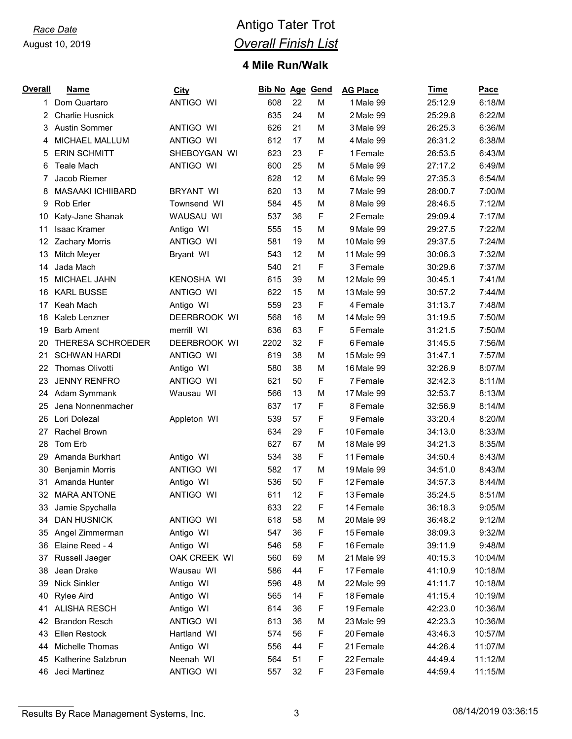*Race Date*

August 10, 2019

# Antigo Tater Trot

## *Overall Finish List*

### 4 Mile Run/Walk

| Overall | Name | City | Bib No | Age | Gend | AG Place | Time | Pace |
|---|---|---|---|---|---|---|---|---|
| 1 | Dom Quartaro | ANTIGO WI | 608 | 22 | M | 1 Male 99 | 25:12.9 | 6:18/M |
| 2 | Charlie Husnick | | 635 | 24 | M | 2 Male 99 | 25:29.8 | 6:22/M |
| 3 | Austin Sommer | ANTIGO WI | 626 | 21 | M | 3 Male 99 | 26:25.3 | 6:36/M |
| 4 | MICHAEL MALLUM | ANTIGO WI | 612 | 17 | M | 4 Male 99 | 26:31.2 | 6:38/M |
| 5 | ERIN SCHMITT | SHEBOYGAN WI | 623 | 23 | F | 1 Female | 26:53.5 | 6:43/M |
| 6 | Teale Mach | ANTIGO WI | 600 | 25 | M | 5 Male 99 | 27:17.2 | 6:49/M |
| 7 | Jacob Riemer | | 628 | 12 | M | 6 Male 99 | 27:35.3 | 6:54/M |
| 8 | MASAAKI ICHIIBARD | BRYANT WI | 620 | 13 | M | 7 Male 99 | 28:00.7 | 7:00/M |
| 9 | Rob Erler | Townsend WI | 584 | 45 | M | 8 Male 99 | 28:46.5 | 7:12/M |
| 10 | Katy-Jane Shanak | WAUSAU WI | 537 | 36 | F | 2 Female | 29:09.4 | 7:17/M |
| 11 | Isaac Kramer | Antigo WI | 555 | 15 | M | 9 Male 99 | 29:27.5 | 7:22/M |
| 12 | Zachary Morris | ANTIGO WI | 581 | 19 | M | 10 Male 99 | 29:37.5 | 7:24/M |
| 13 | Mitch Meyer | Bryant WI | 543 | 12 | M | 11 Male 99 | 30:06.3 | 7:32/M |
| 14 | Jada Mach | | 540 | 21 | F | 3 Female | 30:29.6 | 7:37/M |
| 15 | MICHAEL JAHN | KENOSHA WI | 615 | 39 | M | 12 Male 99 | 30:45.1 | 7:41/M |
| 16 | KARL BUSSE | ANTIGO WI | 622 | 15 | M | 13 Male 99 | 30:57.2 | 7:44/M |
| 17 | Keah Mach | Antigo WI | 559 | 23 | F | 4 Female | 31:13.7 | 7:48/M |
| 18 | Kaleb Lenzner | DEERBROOK WI | 568 | 16 | M | 14 Male 99 | 31:19.5 | 7:50/M |
| 19 | Barb Ament | merrill WI | 636 | 63 | F | 5 Female | 31:21.5 | 7:50/M |
| 20 | THERESA SCHROEDER | DEERBROOK WI | 2202 | 32 | F | 6 Female | 31:45.5 | 7:56/M |
| 21 | SCHWAN HARDI | ANTIGO WI | 619 | 38 | M | 15 Male 99 | 31:47.1 | 7:57/M |
| 22 | Thomas Olivotti | Antigo WI | 580 | 38 | M | 16 Male 99 | 32:26.9 | 8:07/M |
| 23 | JENNY RENFRO | ANTIGO WI | 621 | 50 | F | 7 Female | 32:42.3 | 8:11/M |
| 24 | Adam Symmank | Wausau WI | 566 | 13 | M | 17 Male 99 | 32:53.7 | 8:13/M |
| 25 | Jena Nonnenmacher | | 637 | 17 | F | 8 Female | 32:56.9 | 8:14/M |
| 26 | Lori Dolezal | Appleton WI | 539 | 57 | F | 9 Female | 33:20.4 | 8:20/M |
| 27 | Rachel Brown | | 634 | 29 | F | 10 Female | 34:13.0 | 8:33/M |
| 28 | Tom Erb | | 627 | 67 | M | 18 Male 99 | 34:21.3 | 8:35/M |
| 29 | Amanda Burkhart | Antigo WI | 534 | 38 | F | 11 Female | 34:50.4 | 8:43/M |
| 30 | Benjamin Morris | ANTIGO WI | 582 | 17 | M | 19 Male 99 | 34:51.0 | 8:43/M |
| 31 | Amanda Hunter | Antigo WI | 536 | 50 | F | 12 Female | 34:57.3 | 8:44/M |
| 32 | MARA ANTONE | ANTIGO WI | 611 | 12 | F | 13 Female | 35:24.5 | 8:51/M |
| 33 | Jamie Spychalla | | 633 | 22 | F | 14 Female | 36:18.3 | 9:05/M |
| 34 | DAN HUSNICK | ANTIGO WI | 618 | 58 | M | 20 Male 99 | 36:48.2 | 9:12/M |
| 35 | Angel Zimmerman | Antigo WI | 547 | 36 | F | 15 Female | 38:09.3 | 9:32/M |
| 36 | Elaine Reed - 4 | Antigo WI | 546 | 58 | F | 16 Female | 39:11.9 | 9:48/M |
| 37 | Russell Jaeger | OAK CREEK WI | 560 | 69 | M | 21 Male 99 | 40:15.3 | 10:04/M |
| 38 | Jean Drake | Wausau WI | 586 | 44 | F | 17 Female | 41:10.9 | 10:18/M |
| 39 | Nick Sinkler | Antigo WI | 596 | 48 | M | 22 Male 99 | 41:11.7 | 10:18/M |
| 40 | Rylee Aird | Antigo WI | 565 | 14 | F | 18 Female | 41:15.4 | 10:19/M |
| 41 | ALISHA RESCH | Antigo WI | 614 | 36 | F | 19 Female | 42:23.0 | 10:36/M |
| 42 | Brandon Resch | ANTIGO WI | 613 | 36 | M | 23 Male 99 | 42:23.3 | 10:36/M |
| 43 | Ellen Restock | Hartland WI | 574 | 56 | F | 20 Female | 43:46.3 | 10:57/M |
| 44 | Michelle Thomas | Antigo WI | 556 | 44 | F | 21 Female | 44:26.4 | 11:07/M |
| 45 | Katherine Salzbrun | Neenah WI | 564 | 51 | F | 22 Female | 44:49.4 | 11:12/M |
| 46 | Jeci Martinez | ANTIGO WI | 557 | 32 | F | 23 Female | 44:59.4 | 11:15/M |

Results By Race Management Systems, Inc. 08/14/2019 03:36:15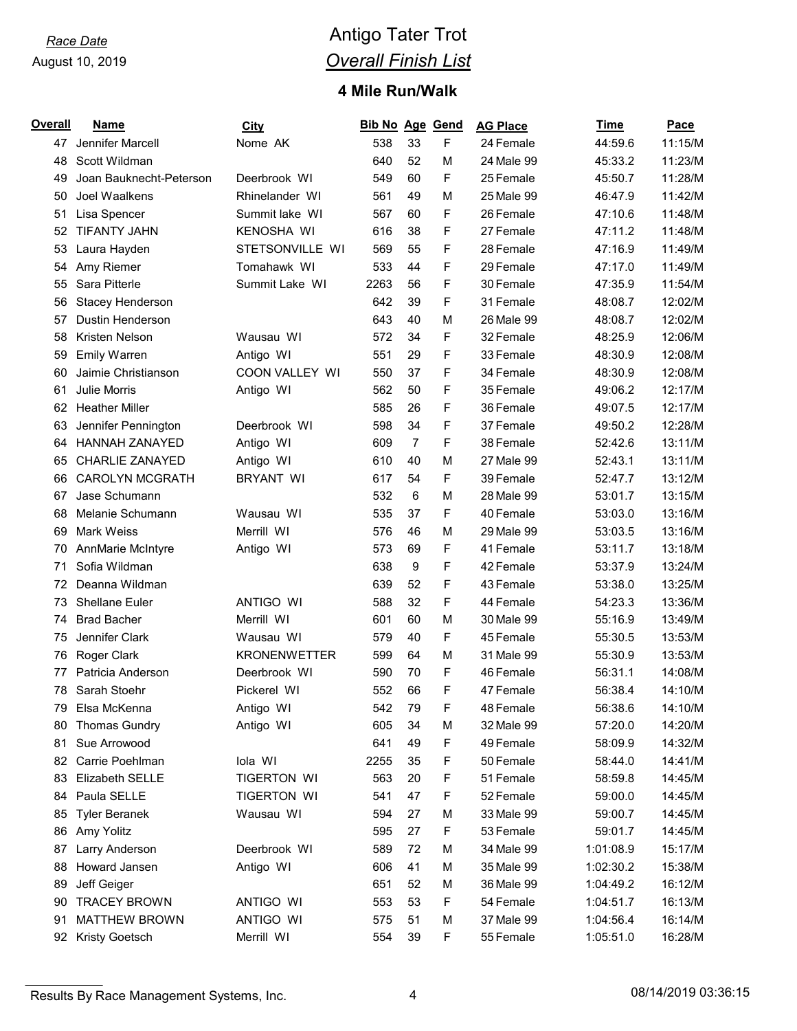*Race Date*

August 10, 2019

# Antigo Tater Trot

## *Overall Finish List*

### 4 Mile Run/Walk

| Overall | Name | City | Bib No | Age | Gend | AG Place | Time | Pace |
|---|---|---|---|---|---|---|---|---|
| 47 | Jennifer Marcell | Nome AK | 538 | 33 | F | 24 Female | 44:59.6 | 11:15/M |
| 48 | Scott Wildman | | 640 | 52 | M | 24 Male 99 | 45:33.2 | 11:23/M |
| 49 | Joan Bauknecht-Peterson | Deerbrook WI | 549 | 60 | F | 25 Female | 45:50.7 | 11:28/M |
| 50 | Joel Waalkens | Rhinelander WI | 561 | 49 | M | 25 Male 99 | 46:47.9 | 11:42/M |
| 51 | Lisa Spencer | Summit lake WI | 567 | 60 | F | 26 Female | 47:10.6 | 11:48/M |
| 52 | TIFANTY JAHN | KENOSHA WI | 616 | 38 | F | 27 Female | 47:11.2 | 11:48/M |
| 53 | Laura Hayden | STETSONVILLE WI | 569 | 55 | F | 28 Female | 47:16.9 | 11:49/M |
| 54 | Amy Riemer | Tomahawk WI | 533 | 44 | F | 29 Female | 47:17.0 | 11:49/M |
| 55 | Sara Pitterle | Summit Lake WI | 2263 | 56 | F | 30 Female | 47:35.9 | 11:54/M |
| 56 | Stacey Henderson | | 642 | 39 | F | 31 Female | 48:08.7 | 12:02/M |
| 57 | Dustin Henderson | | 643 | 40 | M | 26 Male 99 | 48:08.7 | 12:02/M |
| 58 | Kristen Nelson | Wausau WI | 572 | 34 | F | 32 Female | 48:25.9 | 12:06/M |
| 59 | Emily Warren | Antigo WI | 551 | 29 | F | 33 Female | 48:30.9 | 12:08/M |
| 60 | Jaimie Christianson | COON VALLEY WI | 550 | 37 | F | 34 Female | 48:30.9 | 12:08/M |
| 61 | Julie Morris | Antigo WI | 562 | 50 | F | 35 Female | 49:06.2 | 12:17/M |
| 62 | Heather Miller | | 585 | 26 | F | 36 Female | 49:07.5 | 12:17/M |
| 63 | Jennifer Pennington | Deerbrook WI | 598 | 34 | F | 37 Female | 49:50.2 | 12:28/M |
| 64 | HANNAH ZANAYED | Antigo WI | 609 | 7 | F | 38 Female | 52:42.6 | 13:11/M |
| 65 | CHARLIE ZANAYED | Antigo WI | 610 | 40 | M | 27 Male 99 | 52:43.1 | 13:11/M |
| 66 | CAROLYN MCGRATH | BRYANT WI | 617 | 54 | F | 39 Female | 52:47.7 | 13:12/M |
| 67 | Jase Schumann | | 532 | 6 | M | 28 Male 99 | 53:01.7 | 13:15/M |
| 68 | Melanie Schumann | Wausau WI | 535 | 37 | F | 40 Female | 53:03.0 | 13:16/M |
| 69 | Mark Weiss | Merrill WI | 576 | 46 | M | 29 Male 99 | 53:03.5 | 13:16/M |
| 70 | AnnMarie McIntyre | Antigo WI | 573 | 69 | F | 41 Female | 53:11.7 | 13:18/M |
| 71 | Sofia Wildman | | 638 | 9 | F | 42 Female | 53:37.9 | 13:24/M |
| 72 | Deanna Wildman | | 639 | 52 | F | 43 Female | 53:38.0 | 13:25/M |
| 73 | Shellane Euler | ANTIGO WI | 588 | 32 | F | 44 Female | 54:23.3 | 13:36/M |
| 74 | Brad Bacher | Merrill WI | 601 | 60 | M | 30 Male 99 | 55:16.9 | 13:49/M |
| 75 | Jennifer Clark | Wausau WI | 579 | 40 | F | 45 Female | 55:30.5 | 13:53/M |
| 76 | Roger Clark | KRONENWETTER | 599 | 64 | M | 31 Male 99 | 55:30.9 | 13:53/M |
| 77 | Patricia Anderson | Deerbrook WI | 590 | 70 | F | 46 Female | 56:31.1 | 14:08/M |
| 78 | Sarah Stoehr | Pickerel WI | 552 | 66 | F | 47 Female | 56:38.4 | 14:10/M |
| 79 | Elsa McKenna | Antigo WI | 542 | 79 | F | 48 Female | 56:38.6 | 14:10/M |
| 80 | Thomas Gundry | Antigo WI | 605 | 34 | M | 32 Male 99 | 57:20.0 | 14:20/M |
| 81 | Sue Arrowood | | 641 | 49 | F | 49 Female | 58:09.9 | 14:32/M |
| 82 | Carrie Poehlman | Iola WI | 2255 | 35 | F | 50 Female | 58:44.0 | 14:41/M |
| 83 | Elizabeth SELLE | TIGERTON WI | 563 | 20 | F | 51 Female | 58:59.8 | 14:45/M |
| 84 | Paula SELLE | TIGERTON WI | 541 | 47 | F | 52 Female | 59:00.0 | 14:45/M |
| 85 | Tyler Beranek | Wausau WI | 594 | 27 | M | 33 Male 99 | 59:00.7 | 14:45/M |
| 86 | Amy Yolitz | | 595 | 27 | F | 53 Female | 59:01.7 | 14:45/M |
| 87 | Larry Anderson | Deerbrook WI | 589 | 72 | M | 34 Male 99 | 1:01:08.9 | 15:17/M |
| 88 | Howard Jansen | Antigo WI | 606 | 41 | M | 35 Male 99 | 1:02:30.2 | 15:38/M |
| 89 | Jeff Geiger | | 651 | 52 | M | 36 Male 99 | 1:04:49.2 | 16:12/M |
| 90 | TRACEY BROWN | ANTIGO WI | 553 | 53 | F | 54 Female | 1:04:51.7 | 16:13/M |
| 91 | MATTHEW BROWN | ANTIGO WI | 575 | 51 | M | 37 Male 99 | 1:04:56.4 | 16:14/M |
| 92 | Kristy Goetsch | Merrill WI | 554 | 39 | F | 55 Female | 1:05:51.0 | 16:28/M |

Results By Race Management Systems, Inc. 08/14/2019 03:36:15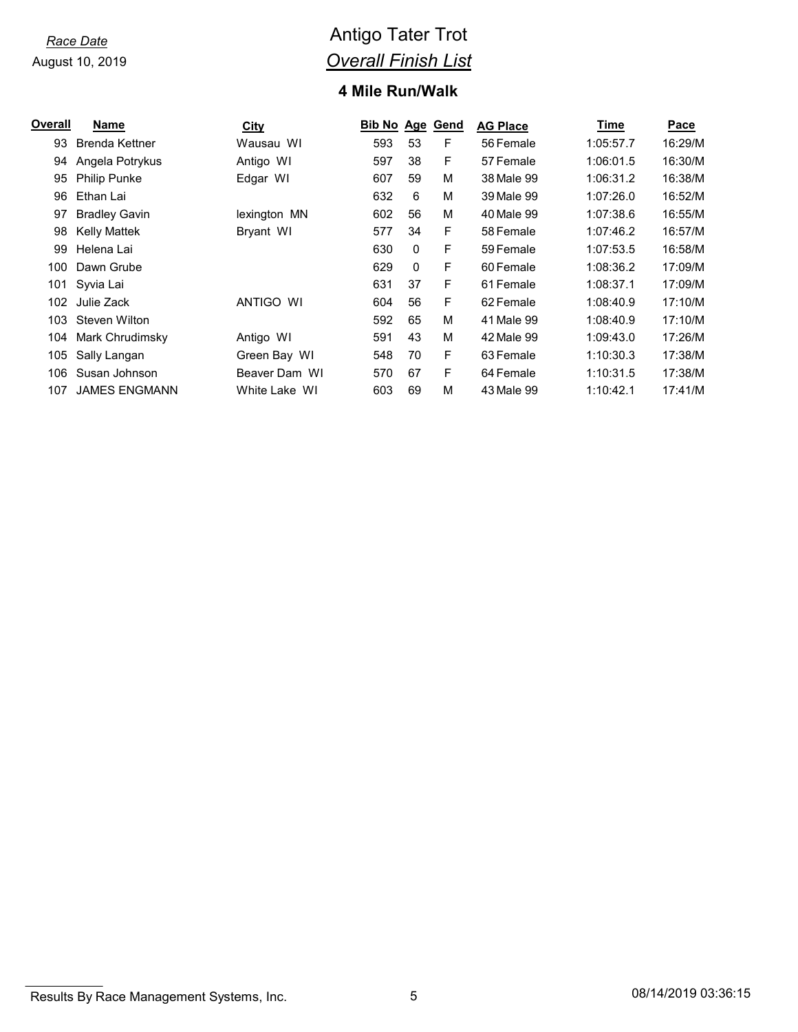*Race Date*

August 10, 2019

# Antigo Tater Trot

## *Overall Finish List*

### 4 Mile Run/Walk

| Overall | Name | City | Bib No | Age | Gend | AG Place | Time | Pace |
|---|---|---|---|---|---|---|---|---|
| 93 | Brenda Kettner | Wausau WI | 593 | 53 | F | 56 Female | 1:05:57.7 | 16:29/M |
| 94 | Angela Potrykus | Antigo WI | 597 | 38 | F | 57 Female | 1:06:01.5 | 16:30/M |
| 95 | Philip Punke | Edgar WI | 607 | 59 | M | 38 Male 99 | 1:06:31.2 | 16:38/M |
| 96 | Ethan Lai | | 632 | 6 | M | 39 Male 99 | 1:07:26.0 | 16:52/M |
| 97 | Bradley Gavin | lexington MN | 602 | 56 | M | 40 Male 99 | 1:07:38.6 | 16:55/M |
| 98 | Kelly Mattek | Bryant WI | 577 | 34 | F | 58 Female | 1:07:46.2 | 16:57/M |
| 99 | Helena Lai | | 630 | 0 | F | 59 Female | 1:07:53.5 | 16:58/M |
| 100 | Dawn Grube | | 629 | 0 | F | 60 Female | 1:08:36.2 | 17:09/M |
| 101 | Syvia Lai | | 631 | 37 | F | 61 Female | 1:08:37.1 | 17:09/M |
| 102 | Julie Zack | ANTIGO WI | 604 | 56 | F | 62 Female | 1:08:40.9 | 17:10/M |
| 103 | Steven Wilton | | 592 | 65 | M | 41 Male 99 | 1:08:40.9 | 17:10/M |
| 104 | Mark Chrudimsky | Antigo WI | 591 | 43 | M | 42 Male 99 | 1:09:43.0 | 17:26/M |
| 105 | Sally Langan | Green Bay WI | 548 | 70 | F | 63 Female | 1:10:30.3 | 17:38/M |
| 106 | Susan Johnson | Beaver Dam WI | 570 | 67 | F | 64 Female | 1:10:31.5 | 17:38/M |
| 107 | JAMES ENGMANN | White Lake WI | 603 | 69 | M | 43 Male 99 | 1:10:42.1 | 17:41/M |

Results By Race Management Systems, Inc. 08/14/2019 03:36:15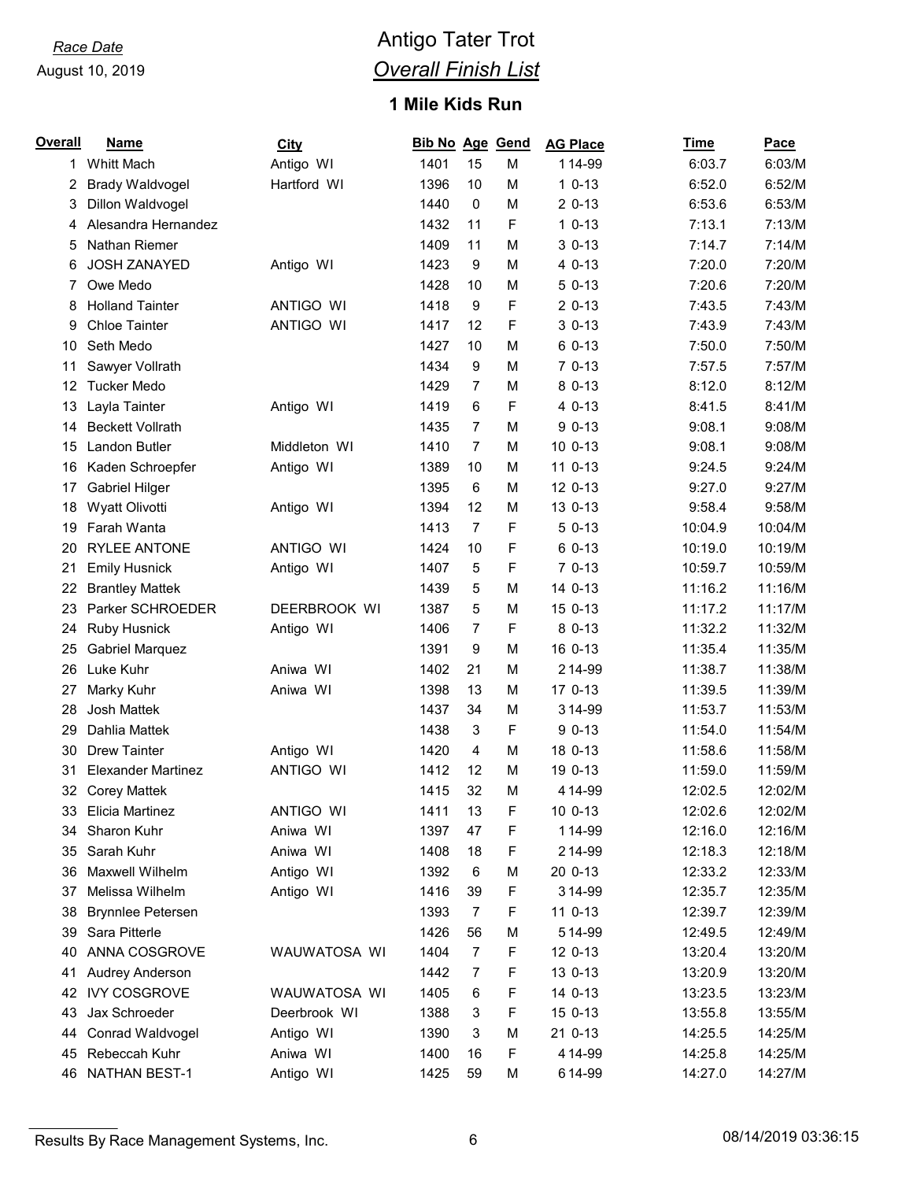*Race Date*

August 10, 2019

# Antigo Tater Trot

## *Overall Finish List*

### 1 Mile Kids Run

| Overall | Name | City | Bib No | Age | Gend | AG Place | Time | Pace |
|---|---|---|---|---|---|---|---|---|
| 1 | Whitt Mach | Antigo WI | 1401 | 15 | M | 1 14-99 | 6:03.7 | 6:03/M |
| 2 | Brady Waldvogel | Hartford WI | 1396 | 10 | M | 1 0-13 | 6:52.0 | 6:52/M |
| 3 | Dillon Waldvogel | | 1440 | 0 | M | 2 0-13 | 6:53.6 | 6:53/M |
| 4 | Alesandra Hernandez | | 1432 | 11 | F | 1 0-13 | 7:13.1 | 7:13/M |
| 5 | Nathan Riemer | | 1409 | 11 | M | 3 0-13 | 7:14.7 | 7:14/M |
| 6 | JOSH ZANAYED | Antigo WI | 1423 | 9 | M | 4 0-13 | 7:20.0 | 7:20/M |
| 7 | Owe Medo | | 1428 | 10 | M | 5 0-13 | 7:20.6 | 7:20/M |
| 8 | Holland Tainter | ANTIGO WI | 1418 | 9 | F | 2 0-13 | 7:43.5 | 7:43/M |
| 9 | Chloe Tainter | ANTIGO WI | 1417 | 12 | F | 3 0-13 | 7:43.9 | 7:43/M |
| 10 | Seth Medo | | 1427 | 10 | M | 6 0-13 | 7:50.0 | 7:50/M |
| 11 | Sawyer Vollrath | | 1434 | 9 | M | 7 0-13 | 7:57.5 | 7:57/M |
| 12 | Tucker Medo | | 1429 | 7 | M | 8 0-13 | 8:12.0 | 8:12/M |
| 13 | Layla Tainter | Antigo WI | 1419 | 6 | F | 4 0-13 | 8:41.5 | 8:41/M |
| 14 | Beckett Vollrath | | 1435 | 7 | M | 9 0-13 | 9:08.1 | 9:08/M |
| 15 | Landon Butler | Middleton WI | 1410 | 7 | M | 10 0-13 | 9:08.1 | 9:08/M |
| 16 | Kaden Schroepfer | Antigo WI | 1389 | 10 | M | 11 0-13 | 9:24.5 | 9:24/M |
| 17 | Gabriel Hilger | | 1395 | 6 | M | 12 0-13 | 9:27.0 | 9:27/M |
| 18 | Wyatt Olivotti | Antigo WI | 1394 | 12 | M | 13 0-13 | 9:58.4 | 9:58/M |
| 19 | Farah Wanta | | 1413 | 7 | F | 5 0-13 | 10:04.9 | 10:04/M |
| 20 | RYLEE ANTONE | ANTIGO WI | 1424 | 10 | F | 6 0-13 | 10:19.0 | 10:19/M |
| 21 | Emily Husnick | Antigo WI | 1407 | 5 | F | 7 0-13 | 10:59.7 | 10:59/M |
| 22 | Brantley Mattek | | 1439 | 5 | M | 14 0-13 | 11:16.2 | 11:16/M |
| 23 | Parker SCHROEDER | DEERBROOK WI | 1387 | 5 | M | 15 0-13 | 11:17.2 | 11:17/M |
| 24 | Ruby Husnick | Antigo WI | 1406 | 7 | F | 8 0-13 | 11:32.2 | 11:32/M |
| 25 | Gabriel Marquez | | 1391 | 9 | M | 16 0-13 | 11:35.4 | 11:35/M |
| 26 | Luke Kuhr | Aniwa WI | 1402 | 21 | M | 2 14-99 | 11:38.7 | 11:38/M |
| 27 | Marky Kuhr | Aniwa WI | 1398 | 13 | M | 17 0-13 | 11:39.5 | 11:39/M |
| 28 | Josh Mattek | | 1437 | 34 | M | 3 14-99 | 11:53.7 | 11:53/M |
| 29 | Dahlia Mattek | | 1438 | 3 | F | 9 0-13 | 11:54.0 | 11:54/M |
| 30 | Drew Tainter | Antigo WI | 1420 | 4 | M | 18 0-13 | 11:58.6 | 11:58/M |
| 31 | Elexander Martinez | ANTIGO WI | 1412 | 12 | M | 19 0-13 | 11:59.0 | 11:59/M |
| 32 | Corey Mattek | | 1415 | 32 | M | 4 14-99 | 12:02.5 | 12:02/M |
| 33 | Elicia Martinez | ANTIGO WI | 1411 | 13 | F | 10 0-13 | 12:02.6 | 12:02/M |
| 34 | Sharon Kuhr | Aniwa WI | 1397 | 47 | F | 1 14-99 | 12:16.0 | 12:16/M |
| 35 | Sarah Kuhr | Aniwa WI | 1408 | 18 | F | 2 14-99 | 12:18.3 | 12:18/M |
| 36 | Maxwell Wilhelm | Antigo WI | 1392 | 6 | M | 20 0-13 | 12:33.2 | 12:33/M |
| 37 | Melissa Wilhelm | Antigo WI | 1416 | 39 | F | 3 14-99 | 12:35.7 | 12:35/M |
| 38 | Brynnlee Petersen | | 1393 | 7 | F | 11 0-13 | 12:39.7 | 12:39/M |
| 39 | Sara Pitterle | | 1426 | 56 | M | 5 14-99 | 12:49.5 | 12:49/M |
| 40 | ANNA COSGROVE | WAUWATOSA WI | 1404 | 7 | F | 12 0-13 | 13:20.4 | 13:20/M |
| 41 | Audrey Anderson | | 1442 | 7 | F | 13 0-13 | 13:20.9 | 13:20/M |
| 42 | IVY COSGROVE | WAUWATOSA WI | 1405 | 6 | F | 14 0-13 | 13:23.5 | 13:23/M |
| 43 | Jax Schroeder | Deerbrook WI | 1388 | 3 | F | 15 0-13 | 13:55.8 | 13:55/M |
| 44 | Conrad Waldvogel | Antigo WI | 1390 | 3 | M | 21 0-13 | 14:25.5 | 14:25/M |
| 45 | Rebeccah Kuhr | Aniwa WI | 1400 | 16 | F | 4 14-99 | 14:25.8 | 14:25/M |
| 46 | NATHAN BEST-1 | Antigo WI | 1425 | 59 | M | 6 14-99 | 14:27.0 | 14:27/M |

Results By Race Management Systems, Inc. 08/14/2019 03:36:15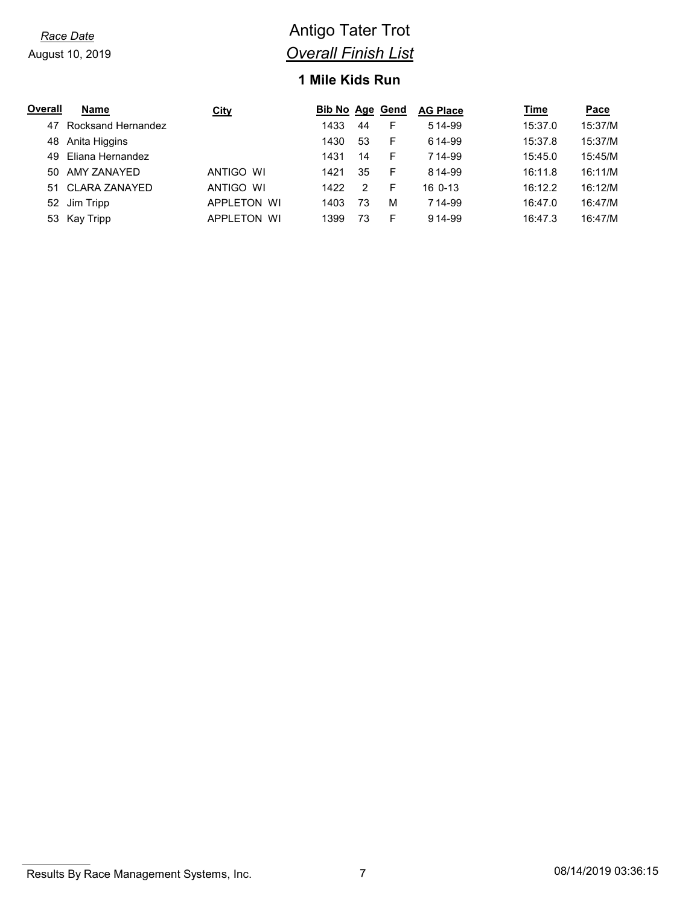*Race Date*

August 10, 2019

# Antigo Tater Trot

## *Overall Finish List*

### 1 Mile Kids Run

| Overall | Name | City | Bib No | Age | Gend | AG Place | Time | Pace |
|---|---|---|---|---|---|---|---|---|
| 47 | Rocksand Hernandez | | 1433 | 44 | F | 5 14-99 | 15:37.0 | 15:37/M |
| 48 | Anita Higgins | | 1430 | 53 | F | 6 14-99 | 15:37.8 | 15:37/M |
| 49 | Eliana Hernandez | | 1431 | 14 | F | 7 14-99 | 15:45.0 | 15:45/M |
| 50 | AMY ZANAYED | ANTIGO WI | 1421 | 35 | F | 8 14-99 | 16:11.8 | 16:11/M |
| 51 | CLARA ZANAYED | ANTIGO WI | 1422 | 2 | F | 16 0-13 | 16:12.2 | 16:12/M |
| 52 | Jim Tripp | APPLETON WI | 1403 | 73 | M | 7 14-99 | 16:47.0 | 16:47/M |
| 53 | Kay Tripp | APPLETON WI | 1399 | 73 | F | 9 14-99 | 16:47.3 | 16:47/M |

Results By Race Management Systems, Inc. 08/14/2019 03:36:15